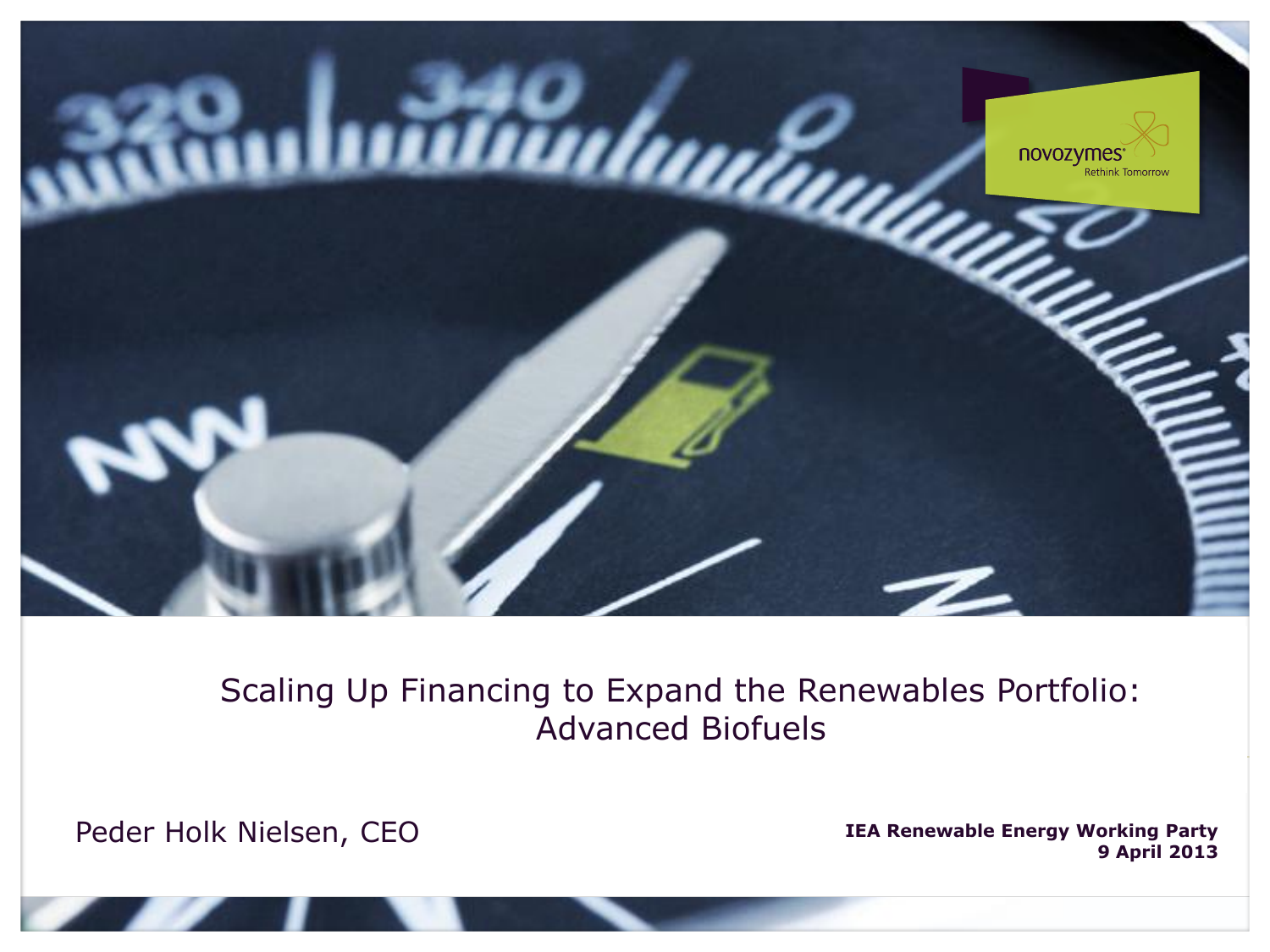novozymes
Rethink Tomorrow

# Scaling Up Financing to Expand the Renewables Portfolio: Advanced Biofuels

Peder Holk Nielsen, CEO

**IEA Renewable Energy Working Party**
**9 April 2013**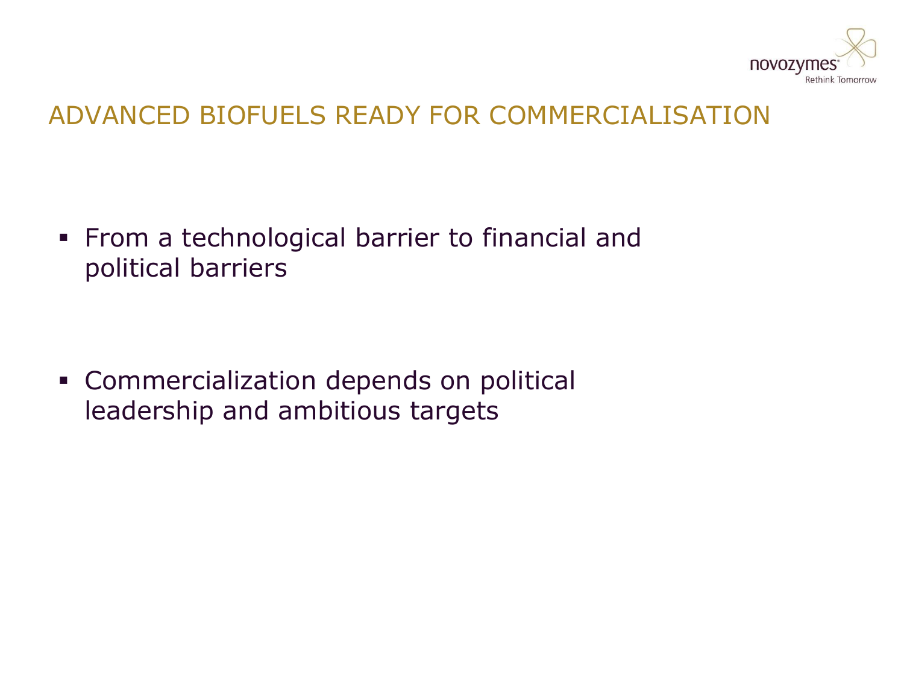## ADVANCED BIOFUELS READY FOR COMMERCIALISATION

- From a technological barrier to financial and political barriers

- Commercialization depends on political leadership and ambitious targets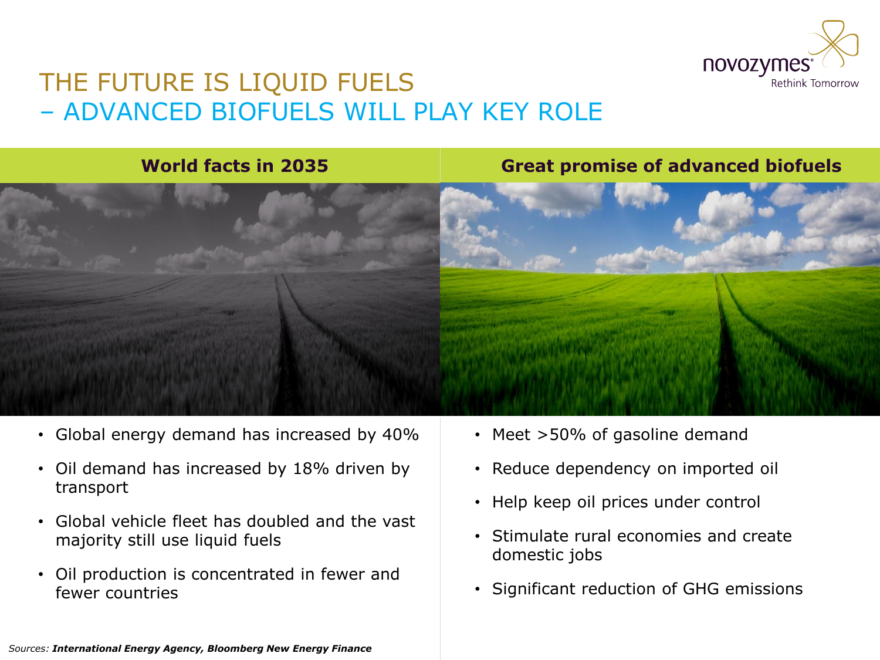# THE FUTURE IS LIQUID FUELS
## – ADVANCED BIOFUELS WILL PLAY KEY ROLE

### World facts in 2035

- Global energy demand has increased by 40%
- Oil demand has increased by 18% driven by transport
- Global vehicle fleet has doubled and the vast majority still use liquid fuels
- Oil production is concentrated in fewer and fewer countries

### Great promise of advanced biofuels

- Meet >50% of gasoline demand
- Reduce dependency on imported oil
- Help keep oil prices under control
- Stimulate rural economies and create domestic jobs
- Significant reduction of GHG emissions

*Sources:* ***International Energy Agency, Bloomberg New Energy Finance***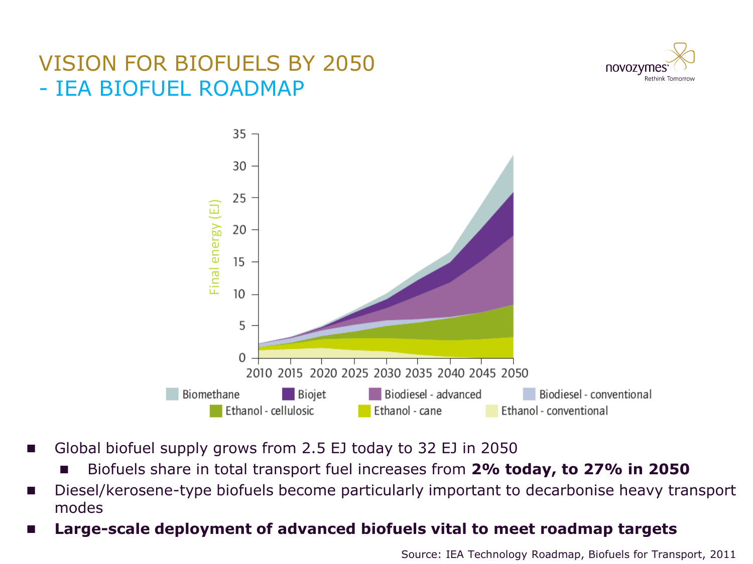# VISION FOR BIOFUELS BY 2050
## - IEA BIOFUEL ROADMAP

novozymes
Rethink Tomorrow

Final energy (EJ)

35
30
25
20
15
10
5
0

2010 2015 2020 2025 2030 2035 2040 2045 2050

Biomethane
Biojet
Biodiesel - advanced
Biodiesel - conventional
Ethanol - cellulosic
Ethanol - cane
Ethanol - conventional

- Global biofuel supply grows from 2.5 EJ today to 32 EJ in 2050
  - Biofuels share in total transport fuel increases from **2% today, to 27% in 2050**
- Diesel/kerosene-type biofuels become particularly important to decarbonise heavy transport modes
- **Large-scale deployment of advanced biofuels vital to meet roadmap targets**

Source: IEA Technology Roadmap, Biofuels for Transport, 2011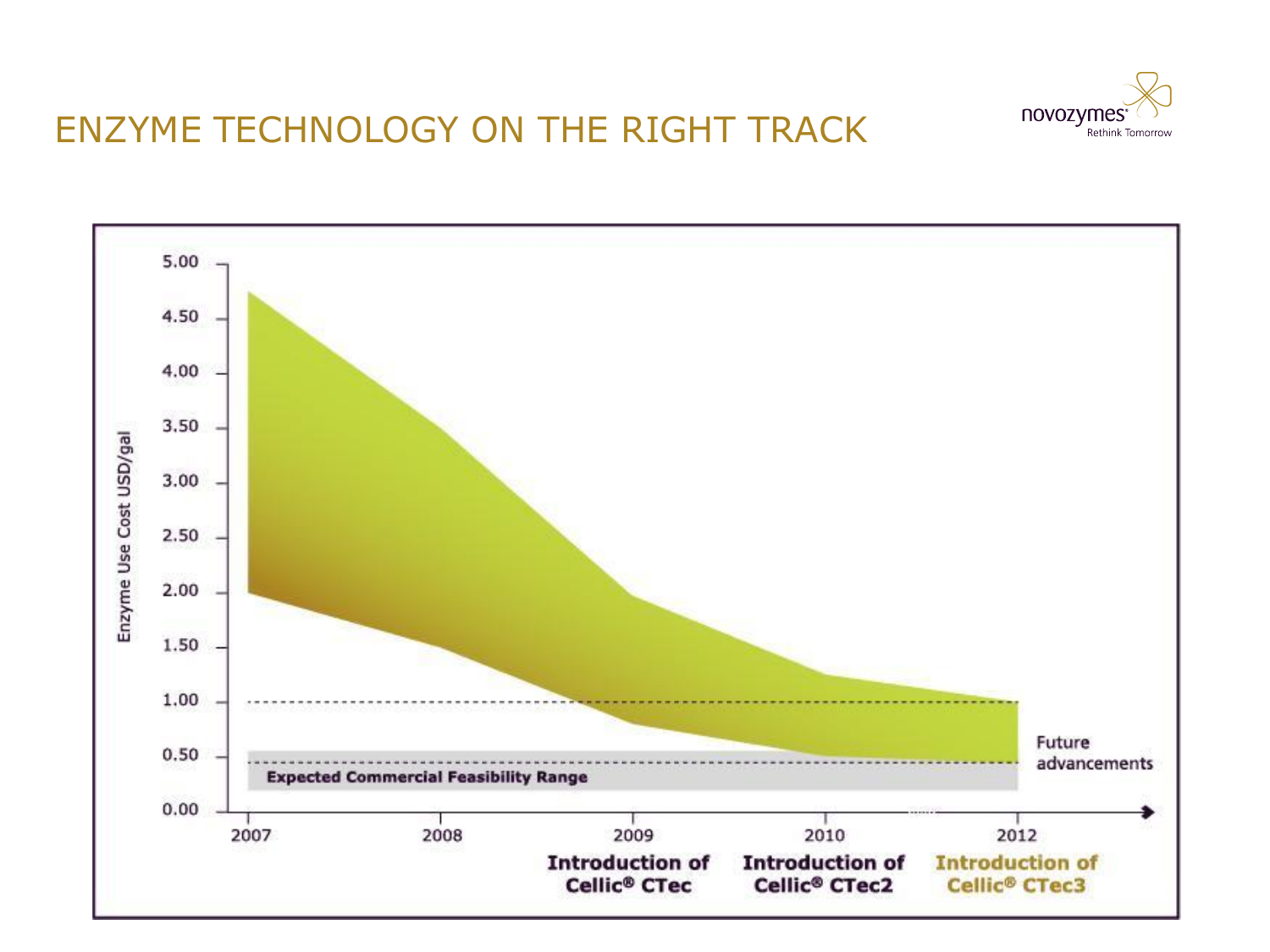# ENZYME TECHNOLOGY ON THE RIGHT TRACK

Enzyme Use Cost USD/gal

5.00
4.50
4.00
3.50
3.00
2.50
2.00
1.50
1.00
0.50
0.00

Expected Commercial Feasibility Range

Future advancements

2007
2008
2009
2010
2012

**Introduction of Cellic® CTec**

**Introduction of Cellic® CTec2**

**Introduction of Cellic® CTec3**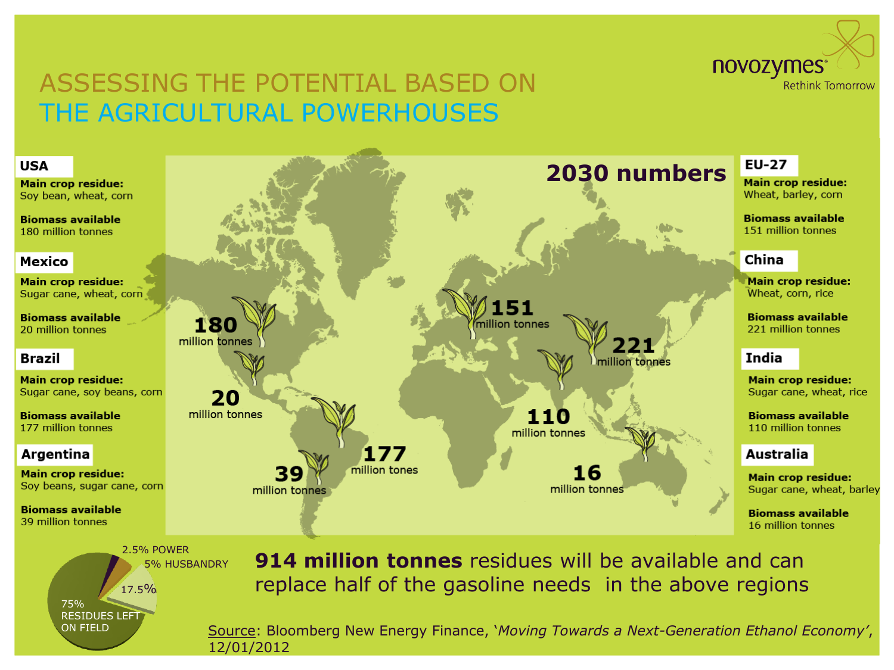# ASSESSING THE POTENTIAL BASED ON THE AGRICULTURAL POWERHOUSES

**2030 numbers**

### USA

**Main crop residue:**
Soy bean, wheat, corn

**Biomass available**
180 million tonnes

### Mexico

**Main crop residue:**
Sugar cane, wheat, corn

**Biomass available**
20 million tonnes

### Brazil

**Main crop residue:**
Sugar cane, soy beans, corn

**Biomass available**
177 million tonnes

### Argentina

**Main crop residue:**
Soy beans, sugar cane, corn

**Biomass available**
39 million tonnes

### EU-27

**Main crop residue:**
Wheat, barley, corn

**Biomass available**
151 million tonnes

### China

**Main crop residue:**
Wheat, corn, rice

**Biomass available**
221 million tonnes

### India

**Main crop residue:**
Sugar cane, wheat, rice

**Biomass available**
110 million tonnes

### Australia

**Main crop residue:**
Sugar cane, wheat, barley

**Biomass available**
16 million tonnes

180 million tonnes
20 million tonnes
177 million tones
39 million tonnes
151 million tonnes
221 million tonnes
110 million tonnes
16 million tonnes

2.5% POWER
5% HUSBANDRY
17.5%
75% RESIDUES LEFT ON FIELD

**914 million tonnes** residues will be available and can replace half of the gasoline needs in the above regions

Source: Bloomberg New Energy Finance, '*Moving Towards a Next-Generation Ethanol Economy*', 12/01/2012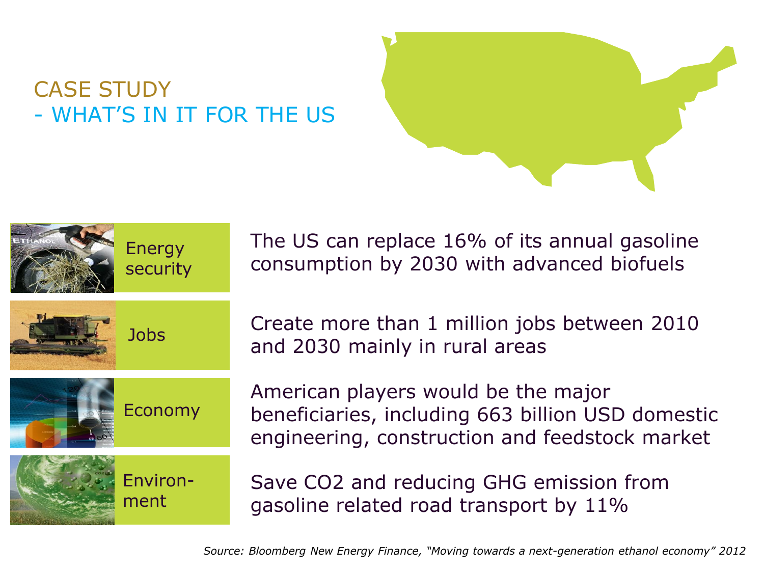# CASE STUDY
## - WHAT'S IN IT FOR THE US

| | |
|---|---|
| Energy security | The US can replace 16% of its annual gasoline consumption by 2030 with advanced biofuels |
| Jobs | Create more than 1 million jobs between 2010 and 2030 mainly in rural areas |
| Economy | American players would be the major beneficiaries, including 663 billion USD domestic engineering, construction and feedstock market |
| Environ-ment | Save CO2 and reducing GHG emission from gasoline related road transport by 11% |

*Source: Bloomberg New Energy Finance, "Moving towards a next-generation ethanol economy" 2012*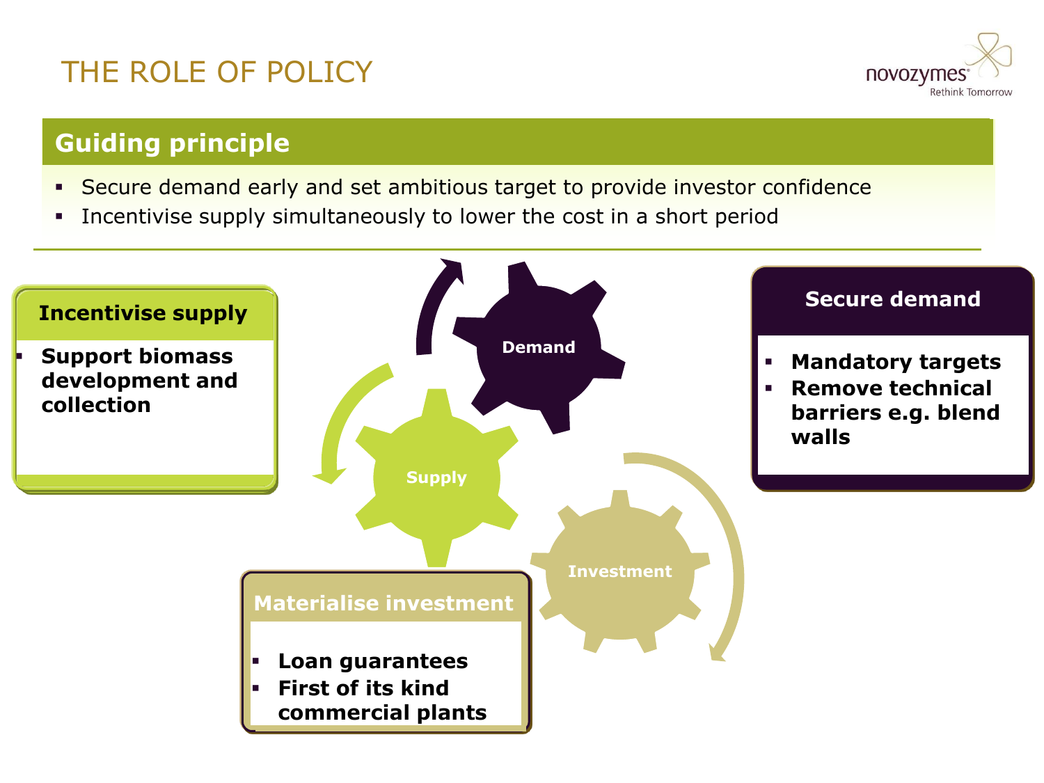# THE ROLE OF POLICY

## Guiding principle

- Secure demand early and set ambitious target to provide investor confidence
- Incentivise supply simultaneously to lower the cost in a short period

### Incentivise supply

- **Support biomass development and collection**

### Secure demand

- **Mandatory targets**
- **Remove technical barriers e.g. blend walls**

### Materialise investment

- **Loan guarantees**
- **First of its kind commercial plants**

Demand

Supply

Investment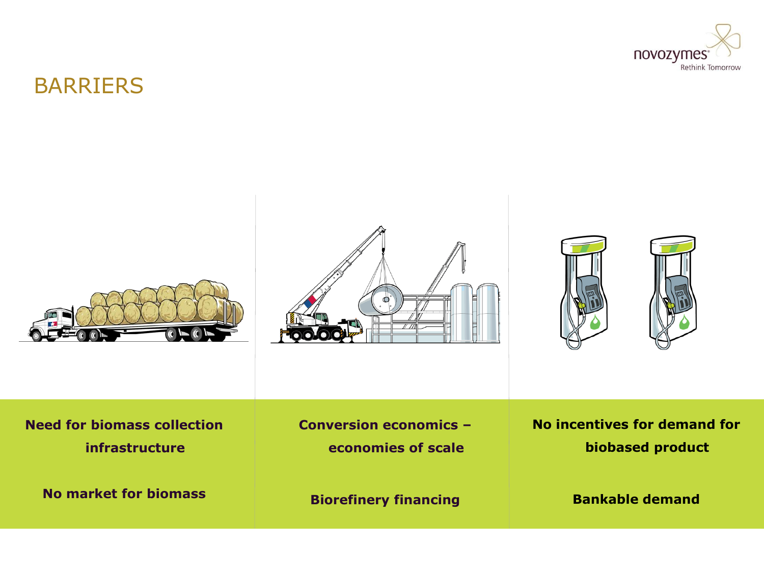# BARRIERS

**Need for biomass collection infrastructure**

**No market for biomass**

**Conversion economics – economies of scale**

**Biorefinery financing**

**No incentives for demand for biobased product**

**Bankable demand**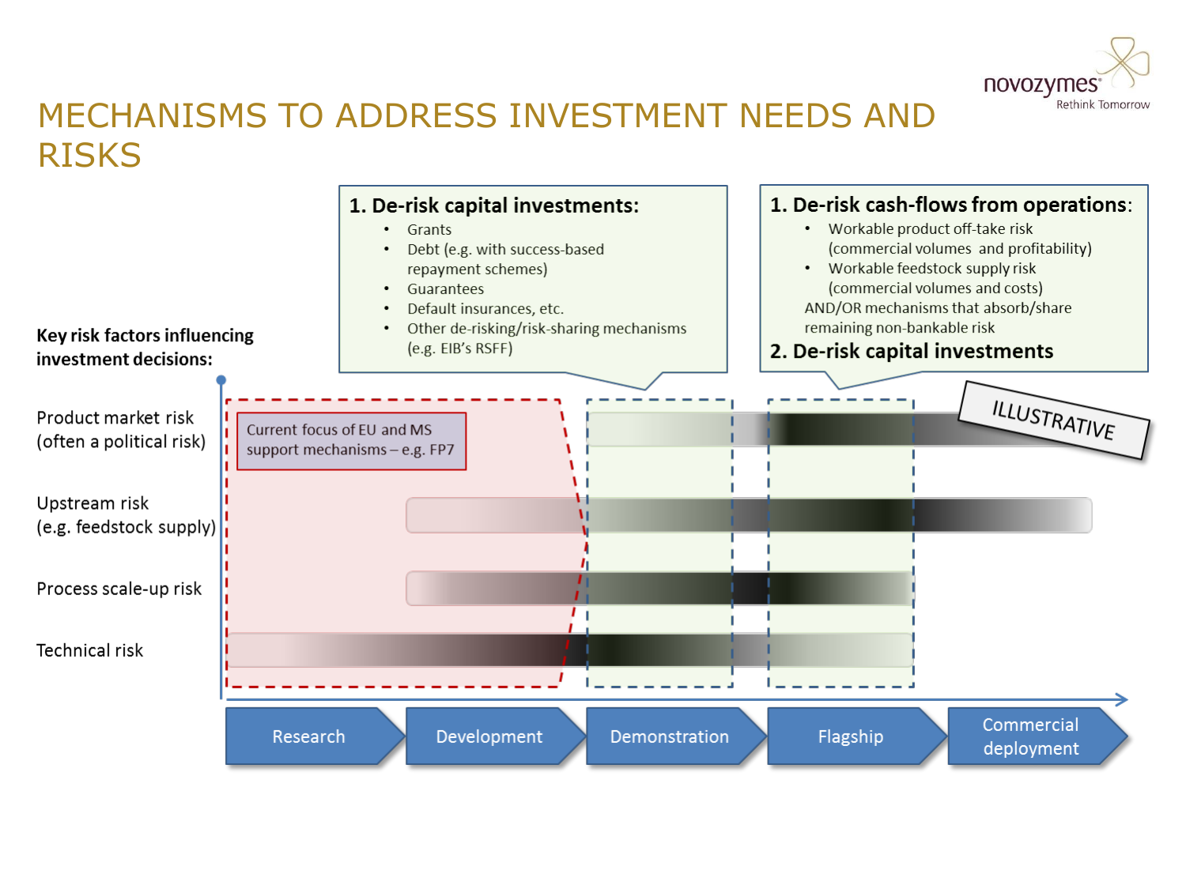# MECHANISMS TO ADDRESS INVESTMENT NEEDS AND RISKS

**1. De-risk capital investments:**

- Grants
- Debt (e.g. with success-based repayment schemes)
- Guarantees
- Default insurances, etc.
- Other de-risking/risk-sharing mechanisms (e.g. EIB's RSFF)

**1. De-risk cash-flows from operations:**

- Workable product off-take risk (commercial volumes and profitability)
- Workable feedstock supply risk (commercial volumes and costs)

AND/OR mechanisms that absorb/share remaining non-bankable risk

**2. De-risk capital investments**

**Key risk factors influencing investment decisions:**

Product market risk (often a political risk)

Upstream risk (e.g. feedstock supply)

Process scale-up risk

Technical risk

Current focus of EU and MS support mechanisms – e.g. FP7

ILLUSTRATIVE

Research

Development

Demonstration

Flagship

Commercial deployment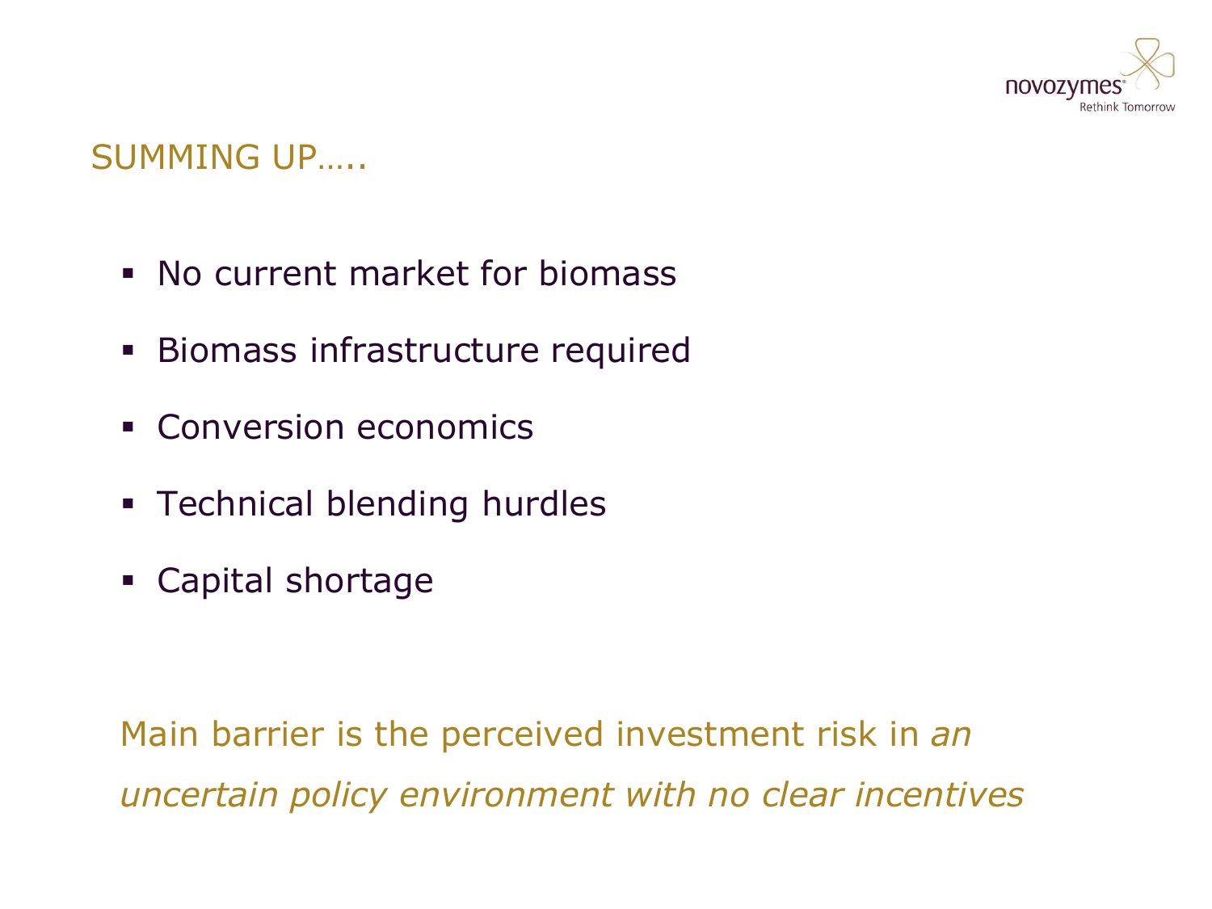## SUMMING UP…..

- No current market for biomass
- Biomass infrastructure required
- Conversion economics
- Technical blending hurdles
- Capital shortage

Main barrier is the perceived investment risk in *an uncertain policy environment with no clear incentives*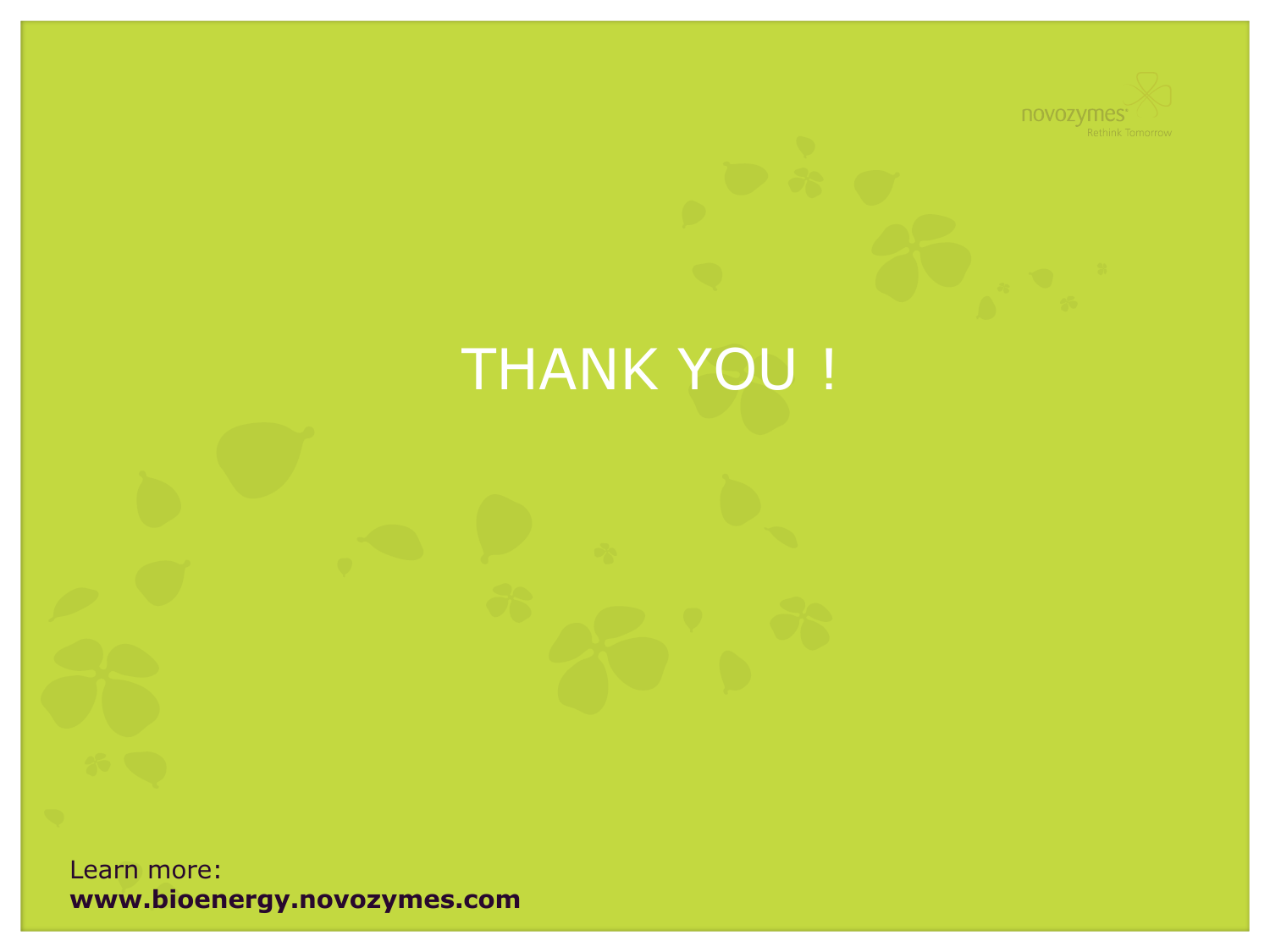# THANK YOU !

novozymes
Rethink Tomorrow

Learn more:
**www.bioenergy.novozymes.com**